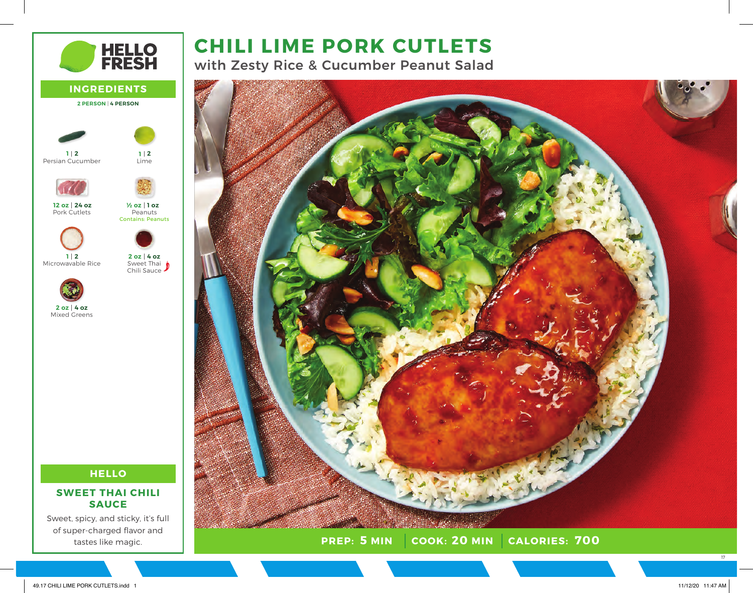# CHILI LIME PORK CUTLETS

## with Zesty Rice & Cucumber Peanut Salad

**PREP: 5 MIN** | **COOK: 20 MIN** | **CALORIES: 700**

## INGREDIENTS

**2 PERSON | 4 PERSON**

- **1 | 2** Persian Cucumber
- **1 | 2** Lime
- **12 oz | 24 oz** Pork Cutlets
- **½ oz | 1 oz** Peanuts (Contains: Peanuts)
- **1 | 2** Microwavable Rice
- **2 oz | 4 oz** Sweet Thai Chili Sauce
- **2 oz | 4 oz** Mixed Greens

## HELLO

### SWEET THAI CHILI SAUCE

Sweet, spicy, and sticky, it's full of super-charged flavor and tastes like magic.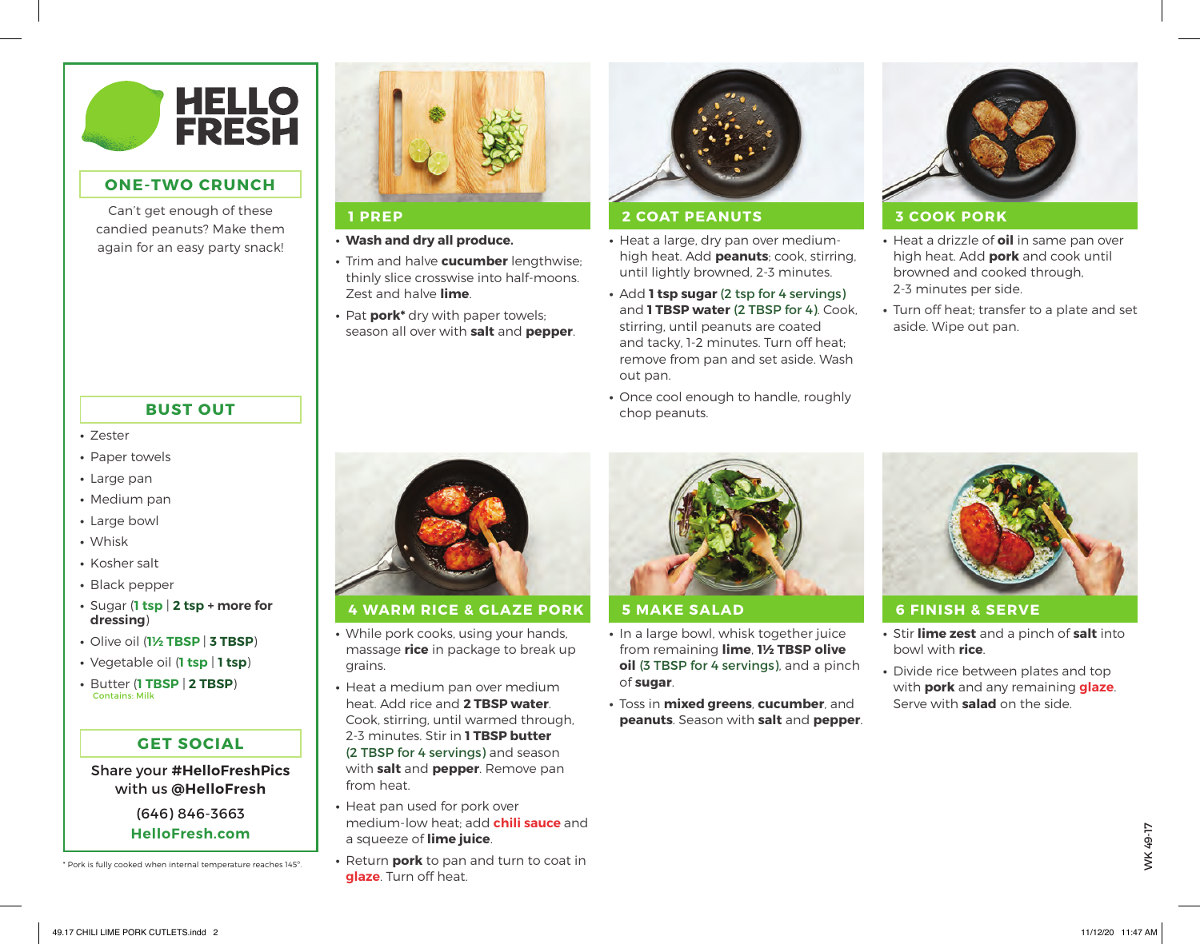# HELLO FRESH

## ONE-TWO CRUNCH

Can't get enough of these candied peanuts? Make them again for an easy party snack!

## BUST OUT

- Zester
- Paper towels
- Large pan
- Medium pan
- Large bowl
- Whisk
- Kosher salt
- Black pepper
- Sugar (**1 tsp** | **2 tsp** + **more for dressing**)
- Olive oil (**1½ TBSP** | **3 TBSP**)
- Vegetable oil (**1 tsp** | **1 tsp**)
- Butter (**1 TBSP** | **2 TBSP**)
  Contains: Milk

## GET SOCIAL

Share your **#HelloFreshPics** with us **@HelloFresh**

(646) 846-3663

**HelloFresh.com**

\* Pork is fully cooked when internal temperature reaches 145°.

## 1 PREP

- **Wash and dry all produce.**
- Trim and halve **cucumber** lengthwise; thinly slice crosswise into half-moons. Zest and halve **lime**.
- Pat **pork\*** dry with paper towels; season all over with **salt** and **pepper**.

## 2 COAT PEANUTS

- Heat a large, dry pan over medium-high heat. Add **peanuts**; cook, stirring, until lightly browned, 2-3 minutes.
- Add **1 tsp sugar** (2 tsp for 4 servings) and **1 TBSP water** (2 TBSP for 4). Cook, stirring, until peanuts are coated and tacky, 1-2 minutes. Turn off heat; remove from pan and set aside. Wash out pan.
- Once cool enough to handle, roughly chop peanuts.

## 3 COOK PORK

- Heat a drizzle of **oil** in same pan over high heat. Add **pork** and cook until browned and cooked through, 2-3 minutes per side.
- Turn off heat; transfer to a plate and set aside. Wipe out pan.

## 4 WARM RICE & GLAZE PORK

- While pork cooks, using your hands, massage **rice** in package to break up grains.
- Heat a medium pan over medium heat. Add rice and **2 TBSP water**. Cook, stirring, until warmed through, 2-3 minutes. Stir in **1 TBSP butter** (2 TBSP for 4 servings) and season with **salt** and **pepper**. Remove pan from heat.
- Heat pan used for pork over medium-low heat; add **chili sauce** and a squeeze of **lime juice**.
- Return **pork** to pan and turn to coat in **glaze**. Turn off heat.

## 5 MAKE SALAD

- In a large bowl, whisk together juice from remaining **lime**, **1½ TBSP olive oil** (3 TBSP for 4 servings), and a pinch of **sugar**.
- Toss in **mixed greens**, **cucumber**, and **peanuts**. Season with **salt** and **pepper**.

## 6 FINISH & SERVE

- Stir **lime zest** and a pinch of **salt** into bowl with **rice**.
- Divide rice between plates and top with **pork** and any remaining **glaze**. Serve with **salad** on the side.

WK 49-17